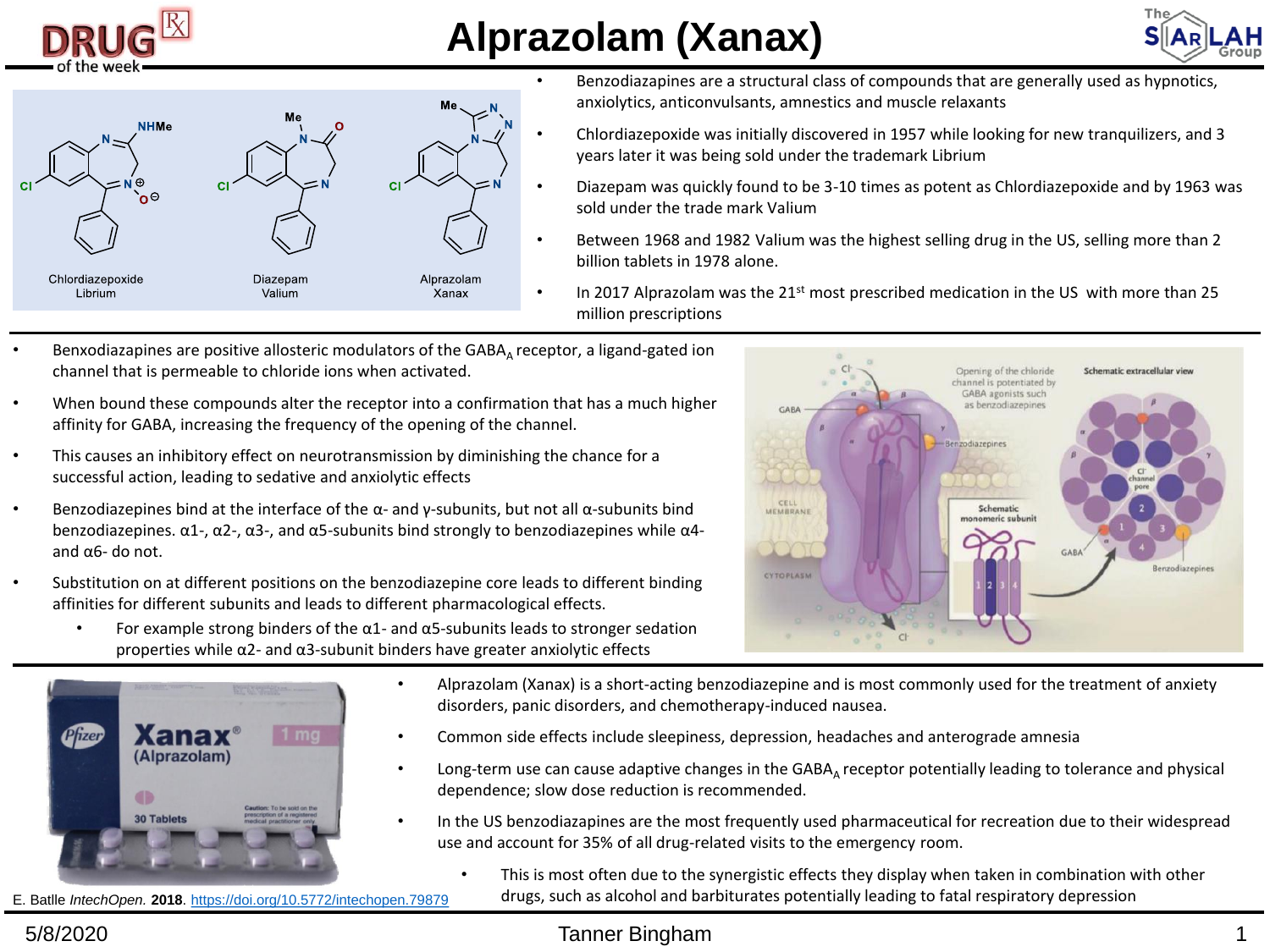# Alprazolam (Xanax)

Chlordiazepoxide
Librium

Diazepam
Valium

Alprazolam
Xanax

- Benzodiazapines are a structural class of compounds that are generally used as hypnotics, anxiolytics, anticonvulsants, amnestics and muscle relaxants
- Chlordiazepoxide was initially discovered in 1957 while looking for new tranquilizers, and 3 years later it was being sold under the trademark Librium
- Diazepam was quickly found to be 3-10 times as potent as Chlordiazepoxide and by 1963 was sold under the trade mark Valium
- Between 1968 and 1982 Valium was the highest selling drug in the US, selling more than 2 billion tablets in 1978 alone.
- In 2017 Alprazolam was the 21st most prescribed medication in the US with more than 25 million prescriptions

- Benxodiazapines are positive allosteric modulators of the $GABA_A$ receptor, a ligand-gated ion channel that is permeable to chloride ions when activated.
- When bound these compounds alter the receptor into a confirmation that has a much higher affinity for GABA, increasing the frequency of the opening of the channel.
- This causes an inhibitory effect on neurotransmission by diminishing the chance for a successful action, leading to sedative and anxiolytic effects
- Benzodiazepines bind at the interface of the α- and γ-subunits, but not all α-subunits bind benzodiazepines. α1-, α2-, α3-, and α5-subunits bind strongly to benzodiazepines while α4- and α6- do not.
- Substitution on at different positions on the benzodiazepine core leads to different binding affinities for different subunits and leads to different pharmacological effects.
  - For example strong binders of the α1- and α5-subunits leads to stronger sedation properties while α2- and α3-subunit binders have greater anxiolytic effects

- Alprazolam (Xanax) is a short-acting benzodiazepine and is most commonly used for the treatment of anxiety disorders, panic disorders, and chemotherapy-induced nausea.
- Common side effects include sleepiness, depression, headaches and anterograde amnesia
- Long-term use can cause adaptive changes in the $GABA_A$ receptor potentially leading to tolerance and physical dependence; slow dose reduction is recommended.
- In the US benzodiazapines are the most frequently used pharmaceutical for recreation due to their widespread use and account for 35% of all drug-related visits to the emergency room.
  - This is most often due to the synergistic effects they display when taken in combination with other drugs, such as alcohol and barbiturates potentially leading to fatal respiratory depression

E. Battle *IntechOpen.* **2018**. https://doi.org/10.5772/intechopen.79879

5/8/2020 Tanner Bingham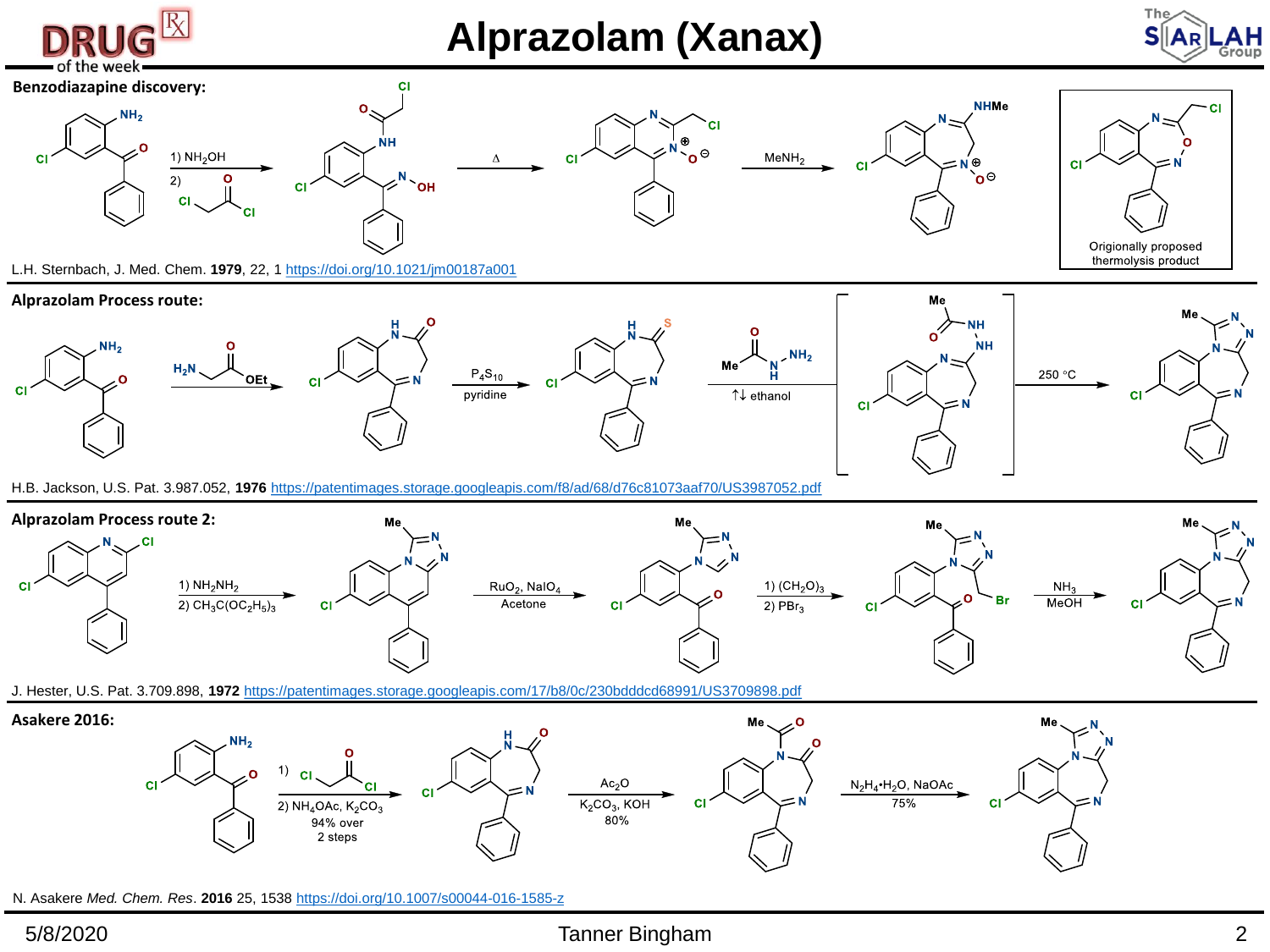# Alprazolam (Xanax)

## Benzodiazepine discovery:

1) $NH_2OH$

2) $ClCH_2COCl$

Δ

$MeNH_2$

Origionally proposed thermolysis product

L.H. Sternbach, J. Med. Chem. **1979**, 22, 1 https://doi.org/10.1021/jm00187a001

## Alprazolam Process route:

$P_4S_{10}$ pyridine

↑↓ ethanol

250 °C

H.B. Jackson, U.S. Pat. 3.987.052, **1976** https://patentimages.storage.googleapis.com/f8/ad/68/d76c81073aaf70/US3987052.pdf

## Alprazolam Process route 2:

1) $NH_2NH_2$

2) $CH_3C(OC_2H_5)_3$

$RuO_2$, $NaIO_4$ Acetone

1) $(CH_2O)_3$

2) $PBr_3$

$NH_3$ MeOH

J. Hester, U.S. Pat. 3.709.898, **1972** https://patentimages.storage.googleapis.com/17/b8/0c/230bdddcd68991/US3709898.pdf

## Asakere 2016:

1) $ClCH_2COCl$

2) $NH_4OAc$, $K_2CO_3$

94% over 2 steps

$Ac_2O$

$K_2CO_3$, KOH

80%

$N_2H_4 \cdot H_2O$, NaOAc

75%

N. Asakere *Med. Chem. Res*. **2016** 25, 1538 https://doi.org/10.1007/s00044-016-1585-z

5/8/2020 Tanner Bingham